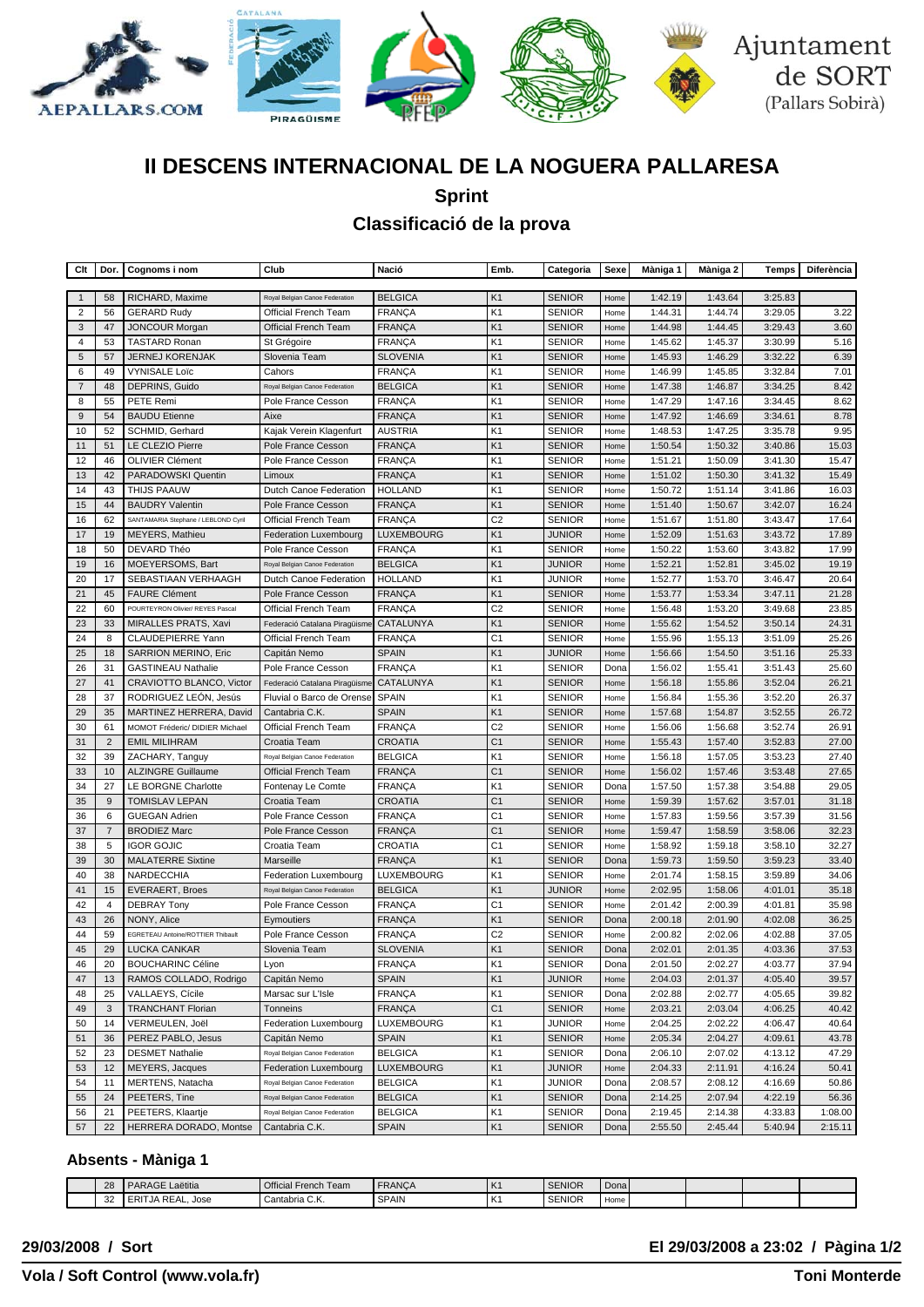Ajuntament de SORT (Pallars Sobirà)

# II DESCENS INTERNACIONAL DE LA NOGUERA PALLARESA

## Sprint

## Classificació de la prova

| Clt | Dor. | Cognoms i nom | Club | Nació | Emb. | Categoria | Sexe | Màniga 1 | Màniga 2 | Temps | Diferència |
|---|---|---|---|---|---|---|---|---|---|---|---|
| 1 | 58 | RICHARD, Maxime | Royal Belgian Canoe Federation | BELGICA | K1 | SENIOR | Home | 1:42.19 | 1:43.64 | 3:25.83 | |
| 2 | 56 | GERARD Rudy | Official French Team | FRANÇA | K1 | SENIOR | Home | 1:44.31 | 1:44.74 | 3:29.05 | 3.22 |
| 3 | 47 | JONCOUR Morgan | Official French Team | FRANÇA | K1 | SENIOR | Home | 1:44.98 | 1:44.45 | 3:29.43 | 3.60 |
| 4 | 53 | TASTARD Ronan | St Grégoire | FRANÇA | K1 | SENIOR | Home | 1:45.62 | 1:45.37 | 3:30.99 | 5.16 |
| 5 | 57 | JERNEJ KORENJAK | Slovenia Team | SLOVENIA | K1 | SENIOR | Home | 1:45.93 | 1:46.29 | 3:32.22 | 6.39 |
| 6 | 49 | VYNISALE Loïc | Cahors | FRANÇA | K1 | SENIOR | Home | 1:46.99 | 1:45.85 | 3:32.84 | 7.01 |
| 7 | 48 | DEPRINS, Guido | Royal Belgian Canoe Federation | BELGICA | K1 | SENIOR | Home | 1:47.38 | 1:46.87 | 3:34.25 | 8.42 |
| 8 | 55 | PETE Remi | Pole France Cesson | FRANÇA | K1 | SENIOR | Home | 1:47.29 | 1:47.16 | 3:34.45 | 8.62 |
| 9 | 54 | BAUDU Etienne | Aixe | FRANÇA | K1 | SENIOR | Home | 1:47.92 | 1:46.69 | 3:34.61 | 8.78 |
| 10 | 52 | SCHMID, Gerhard | Kajak Verein Klagenfurt | AUSTRIA | K1 | SENIOR | Home | 1:48.53 | 1:47.25 | 3:35.78 | 9.95 |
| 11 | 51 | LE CLEZIO Pierre | Pole France Cesson | FRANÇA | K1 | SENIOR | Home | 1:50.54 | 1:50.32 | 3:40.86 | 15.03 |
| 12 | 46 | OLIVIER Clément | Pole France Cesson | FRANÇA | K1 | SENIOR | Home | 1:51.21 | 1:50.09 | 3:41.30 | 15.47 |
| 13 | 42 | PARADOWSKI Quentin | Limoux | FRANÇA | K1 | SENIOR | Home | 1:51.02 | 1:50.30 | 3:41.32 | 15.49 |
| 14 | 43 | THIJS PAAUW | Dutch Canoe Federation | HOLLAND | K1 | SENIOR | Home | 1:50.72 | 1:51.14 | 3:41.86 | 16.03 |
| 15 | 44 | BAUDRY Valentin | Pole France Cesson | FRANÇA | K1 | SENIOR | Home | 1:51.40 | 1:50.67 | 3:42.07 | 16.24 |
| 16 | 62 | SANTAMARIA Stephane / LEBLOND Cyril | Official French Team | FRANÇA | C2 | SENIOR | Home | 1:51.67 | 1:51.80 | 3:43.47 | 17.64 |
| 17 | 19 | MEYERS, Mathieu | Federation Luxembourg | LUXEMBOURG | K1 | JUNIOR | Home | 1:52.09 | 1:51.63 | 3:43.72 | 17.89 |
| 18 | 50 | DEVARD Théo | Pole France Cesson | FRANÇA | K1 | SENIOR | Home | 1:50.22 | 1:53.60 | 3:43.82 | 17.99 |
| 19 | 16 | MOEYERSOMS, Bart | Royal Belgian Canoe Federation | BELGICA | K1 | JUNIOR | Home | 1:52.21 | 1:52.81 | 3:45.02 | 19.19 |
| 20 | 17 | SEBASTIAAN VERHAAGH | Dutch Canoe Federation | HOLLAND | K1 | JUNIOR | Home | 1:52.77 | 1:53.70 | 3:46.47 | 20.64 |
| 21 | 45 | FAURE Clément | Pole France Cesson | FRANÇA | K1 | SENIOR | Home | 1:53.77 | 1:53.34 | 3:47.11 | 21.28 |
| 22 | 60 | POURTEYRON Olivier/ REYES Pascal | Official French Team | FRANÇA | C2 | SENIOR | Home | 1:56.48 | 1:53.20 | 3:49.68 | 23.85 |
| 23 | 33 | MIRALLES PRATS, Xavi | Federació Catalana Piragüisme | CATALUNYA | K1 | SENIOR | Home | 1:55.62 | 1:54.52 | 3:50.14 | 24.31 |
| 24 | 8 | CLAUDEPIERRE Yann | Official French Team | FRANÇA | C1 | SENIOR | Home | 1:55.96 | 1:55.13 | 3:51.09 | 25.26 |
| 25 | 18 | SARRION MERINO, Eric | Capitán Nemo | SPAIN | K1 | JUNIOR | Home | 1:56.66 | 1:54.50 | 3:51.16 | 25.33 |
| 26 | 31 | GASTINEAU Nathalie | Pole France Cesson | FRANÇA | K1 | SENIOR | Dona | 1:56.02 | 1:55.41 | 3:51.43 | 25.60 |
| 27 | 41 | CRAVIOTTO BLANCO, Victor | Federació Catalana Piragüisme | CATALUNYA | K1 | SENIOR | Home | 1:56.18 | 1:55.86 | 3:52.04 | 26.21 |
| 28 | 37 | RODRIGUEZ LEÓN, Jesús | Fluvial o Barco de Orense | SPAIN | K1 | SENIOR | Home | 1:56.84 | 1:55.36 | 3:52.20 | 26.37 |
| 29 | 35 | MARTINEZ HERRERA, David | Cantabria C.K. | SPAIN | K1 | SENIOR | Home | 1:57.68 | 1:54.87 | 3:52.55 | 26.72 |
| 30 | 61 | MOMOT Fréderic/ DIDIER Michael | Official French Team | FRANÇA | C2 | SENIOR | Home | 1:56.06 | 1:56.68 | 3:52.74 | 26.91 |
| 31 | 2 | EMIL MILIHRAM | Croatia Team | CROATIA | C1 | SENIOR | Home | 1:55.43 | 1:57.40 | 3:52.83 | 27.00 |
| 32 | 39 | ZACHARY, Tanguy | Royal Belgian Canoe Federation | BELGICA | K1 | SENIOR | Home | 1:56.18 | 1:57.05 | 3:53.23 | 27.40 |
| 33 | 10 | ALZINGRE Guillaume | Official French Team | FRANÇA | C1 | SENIOR | Home | 1:56.02 | 1:57.46 | 3:53.48 | 27.65 |
| 34 | 27 | LE BORGNE Charlotte | Fontenay Le Comte | FRANÇA | K1 | SENIOR | Dona | 1:57.50 | 1:57.38 | 3:54.88 | 29.05 |
| 35 | 9 | TOMISLAV LEPAN | Croatia Team | CROATIA | C1 | SENIOR | Home | 1:59.39 | 1:57.62 | 3:57.01 | 31.18 |
| 36 | 6 | GUEGAN Adrien | Pole France Cesson | FRANÇA | C1 | SENIOR | Home | 1:57.83 | 1:59.56 | 3:57.39 | 31.56 |
| 37 | 7 | BRODIEZ Marc | Pole France Cesson | FRANÇA | C1 | SENIOR | Home | 1:59.47 | 1:58.59 | 3:58.06 | 32.23 |
| 38 | 5 | IGOR GOJIC | Croatia Team | CROATIA | C1 | SENIOR | Home | 1:58.92 | 1:59.18 | 3:58.10 | 32.27 |
| 39 | 30 | MALATERRE Sixtine | Marseille | FRANÇA | K1 | SENIOR | Dona | 1:59.73 | 1:59.50 | 3:59.23 | 33.40 |
| 40 | 38 | NARDECCHIA | Federation Luxembourg | LUXEMBOURG | K1 | SENIOR | Home | 2:01.74 | 1:58.15 | 3:59.89 | 34.06 |
| 41 | 15 | EVERAERT, Broes | Royal Belgian Canoe Federation | BELGICA | K1 | JUNIOR | Home | 2:02.95 | 1:58.06 | 4:01.01 | 35.18 |
| 42 | 4 | DEBRAY Tony | Pole France Cesson | FRANÇA | C1 | SENIOR | Home | 2:01.42 | 2:00.39 | 4:01.81 | 35.98 |
| 43 | 26 | NONY, Alice | Eymoutiers | FRANÇA | K1 | SENIOR | Dona | 2:00.18 | 2:01.90 | 4:02.08 | 36.25 |
| 44 | 59 | EGRETEAU Antoine/ROTTIER Thibault | Pole France Cesson | FRANÇA | C2 | SENIOR | Home | 2:00.82 | 2:02.06 | 4:02.88 | 37.05 |
| 45 | 29 | LUCKA CANKAR | Slovenia Team | SLOVENIA | K1 | SENIOR | Dona | 2:02.01 | 2:01.35 | 4:03.36 | 37.53 |
| 46 | 20 | BOUCHARINC Céline | Lyon | FRANÇA | K1 | SENIOR | Dona | 2:01.50 | 2:02.27 | 4:03.77 | 37.94 |
| 47 | 13 | RAMOS COLLADO, Rodrigo | Capitán Nemo | SPAIN | K1 | JUNIOR | Home | 2:04.03 | 2:01.37 | 4:05.40 | 39.57 |
| 48 | 25 | VALLAEYS, Cícile | Marsac sur L'Isle | FRANÇA | K1 | SENIOR | Dona | 2:02.88 | 2:02.77 | 4:05.65 | 39.82 |
| 49 | 3 | TRANCHANT Florian | Tonneins | FRANÇA | C1 | SENIOR | Home | 2:03.21 | 2:03.04 | 4:06.25 | 40.42 |
| 50 | 14 | VERMEULEN, Joël | Federation Luxembourg | LUXEMBOURG | K1 | JUNIOR | Home | 2:04.25 | 2:02.22 | 4:06.47 | 40.64 |
| 51 | 36 | PEREZ PABLO, Jesus | Capitán Nemo | SPAIN | K1 | SENIOR | Home | 2:05.34 | 2:04.27 | 4:09.61 | 43.78 |
| 52 | 23 | DESMET Nathalie | Royal Belgian Canoe Federation | BELGICA | K1 | SENIOR | Dona | 2:06.10 | 2:07.02 | 4:13.12 | 47.29 |
| 53 | 12 | MEYERS, Jacques | Federation Luxembourg | LUXEMBOURG | K1 | JUNIOR | Home | 2:04.33 | 2:11.91 | 4:16.24 | 50.41 |
| 54 | 11 | MERTENS, Natacha | Royal Belgian Canoe Federation | BELGICA | K1 | JUNIOR | Dona | 2:08.57 | 2:08.12 | 4:16.69 | 50.86 |
| 55 | 24 | PEETERS, Tine | Royal Belgian Canoe Federation | BELGICA | K1 | SENIOR | Dona | 2:14.25 | 2:07.94 | 4:22.19 | 56.36 |
| 56 | 21 | PEETERS, Klaartje | Royal Belgian Canoe Federation | BELGICA | K1 | SENIOR | Dona | 2:19.45 | 2:14.38 | 4:33.83 | 1:08.00 |
| 57 | 22 | HERRERA DORADO, Montse | Cantabria C.K. | SPAIN | K1 | SENIOR | Dona | 2:55.50 | 2:45.44 | 5:40.94 | 2:15.11 |

## Absents - Màniga 1

| Clt | Dor. | Cognoms i nom | Club | Nació | Emb. | Categoria | Sexe | Màniga 1 | Màniga 2 | Temps | Diferència |
|---|---|---|---|---|---|---|---|---|---|---|---|
| | 28 | PARAGE Laëtitia | Official French Team | FRANÇA | K1 | SENIOR | Dona | | | | |
| | 32 | ERITJA REAL, Jose | Cantabria C.K. | SPAIN | K1 | SENIOR | Home | | | | |

**29/03/2008 / Sort** — **El 29/03/2008 a 23:02**

**Vola / Soft Control (www.vola.fr)** — **Toni Monterde**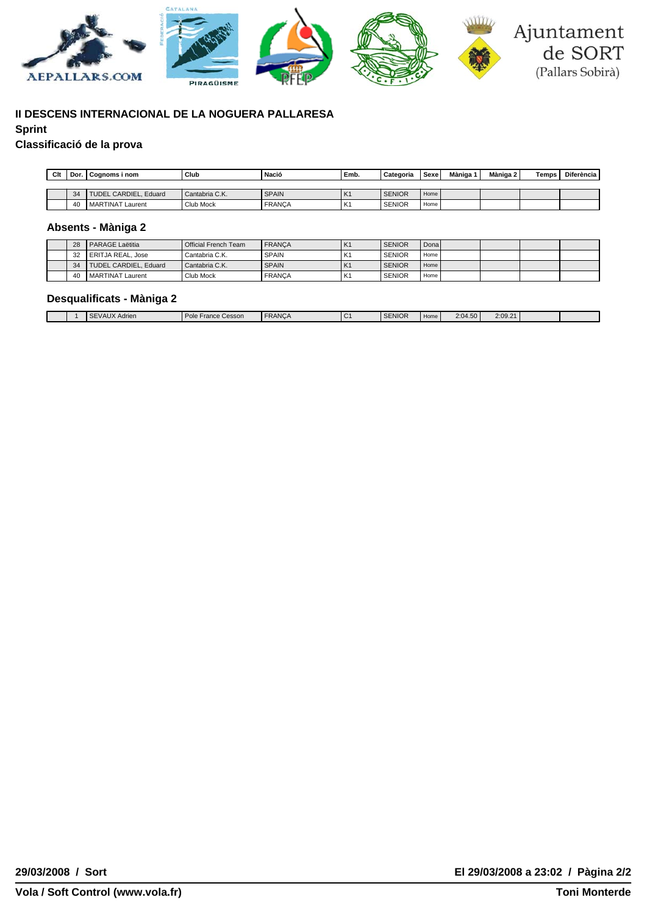## II DESCENS INTERNACIONAL DE LA NOGUERA PALLARESA

**Sprint**

**Classificació de la prova**

| Clt | Dor. | Cognoms i nom | Club | Nació | Emb. | Categoria | Sexe | Màniga 1 | Màniga 2 | Temps | Diferència |
|---|---|---|---|---|---|---|---|---|---|---|---|
| | 34 | TUDEL CARDIEL, Eduard | Cantabria C.K. | SPAIN | K1 | SENIOR | Home | | | | |
| | 40 | MARTINAT Laurent | Club Mock | FRANÇA | K1 | SENIOR | Home | | | | |

### Absents - Màniga 2

| | | | | | | | | | | | |
|---|---|---|---|---|---|---|---|---|---|---|---|
| | 28 | PARAGE Laëtitia | Official French Team | FRANÇA | K1 | SENIOR | Dona | | | | |
| | 32 | ERITJA REAL, Jose | Cantabria C.K. | SPAIN | K1 | SENIOR | Home | | | | |
| | 34 | TUDEL CARDIEL, Eduard | Cantabria C.K. | SPAIN | K1 | SENIOR | Home | | | | |
| | 40 | MARTINAT Laurent | Club Mock | FRANÇA | K1 | SENIOR | Home | | | | |

### Desqualificats - Màniga 2

| | | | | | | | | | | | |
|---|---|---|---|---|---|---|---|---|---|---|---|
| | 1 | SEVAUX Adrien | Pole France Cesson | FRANÇA | C1 | SENIOR | Home | 2:04.50 | 2:09.21 | | |

**29/03/2008 / Sort** **El 29/03/2008 a 23:02 / Pàgina 2/2**

**Vola / Soft Control (www.vola.fr)** **Toni Monterde**